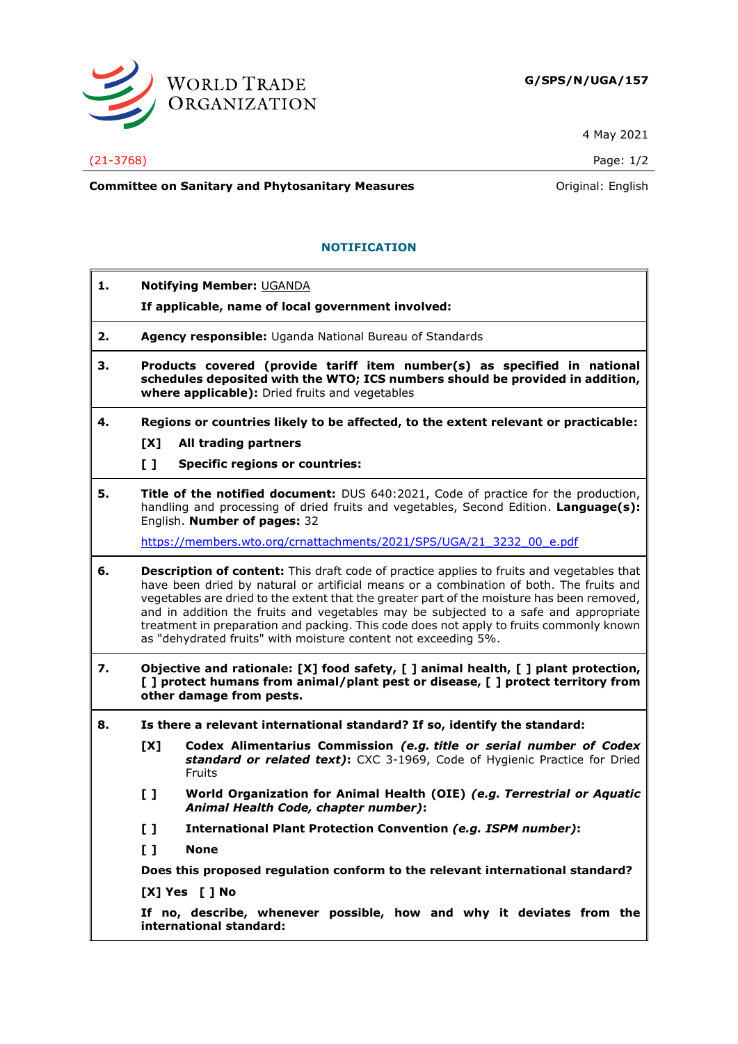**G/SPS/N/UGA/157**

4 May 2021

(21-3768)

**Committee on Sanitary and Phytosanitary Measures**

Original: English

## NOTIFICATION

**1. Notifying Member:** UGANDA

**If applicable, name of local government involved:**

**2. Agency responsible:** Uganda National Bureau of Standards

**3. Products covered (provide tariff item number(s) as specified in national schedules deposited with the WTO; ICS numbers should be provided in addition, where applicable):** Dried fruits and vegetables

**4. Regions or countries likely to be affected, to the extent relevant or practicable:**

**[X] All trading partners**

**[ ] Specific regions or countries:**

**5. Title of the notified document:** DUS 640:2021, Code of practice for the production, handling and processing of dried fruits and vegetables, Second Edition. **Language(s):** English. **Number of pages:** 32

https://members.wto.org/crnattachments/2021/SPS/UGA/21_3232_00_e.pdf

**6. Description of content:** This draft code of practice applies to fruits and vegetables that have been dried by natural or artificial means or a combination of both. The fruits and vegetables are dried to the extent that the greater part of the moisture has been removed, and in addition the fruits and vegetables may be subjected to a safe and appropriate treatment in preparation and packing. This code does not apply to fruits commonly known as "dehydrated fruits" with moisture content not exceeding 5%.

**7. Objective and rationale: [X] food safety, [ ] animal health, [ ] plant protection, [ ] protect humans from animal/plant pest or disease, [ ] protect territory from other damage from pests.**

**8. Is there a relevant international standard? If so, identify the standard:**

**[X] Codex Alimentarius Commission *(e.g. title or serial number of Codex standard or related text)*:** CXC 3-1969, Code of Hygienic Practice for Dried Fruits

**[ ] World Organization for Animal Health (OIE) *(e.g. Terrestrial or Aquatic Animal Health Code, chapter number)*:**

**[ ] International Plant Protection Convention *(e.g. ISPM number)*:**

**[ ] None**

**Does this proposed regulation conform to the relevant international standard?**

**[X] Yes [ ] No**

**If no, describe, whenever possible, how and why it deviates from the international standard:**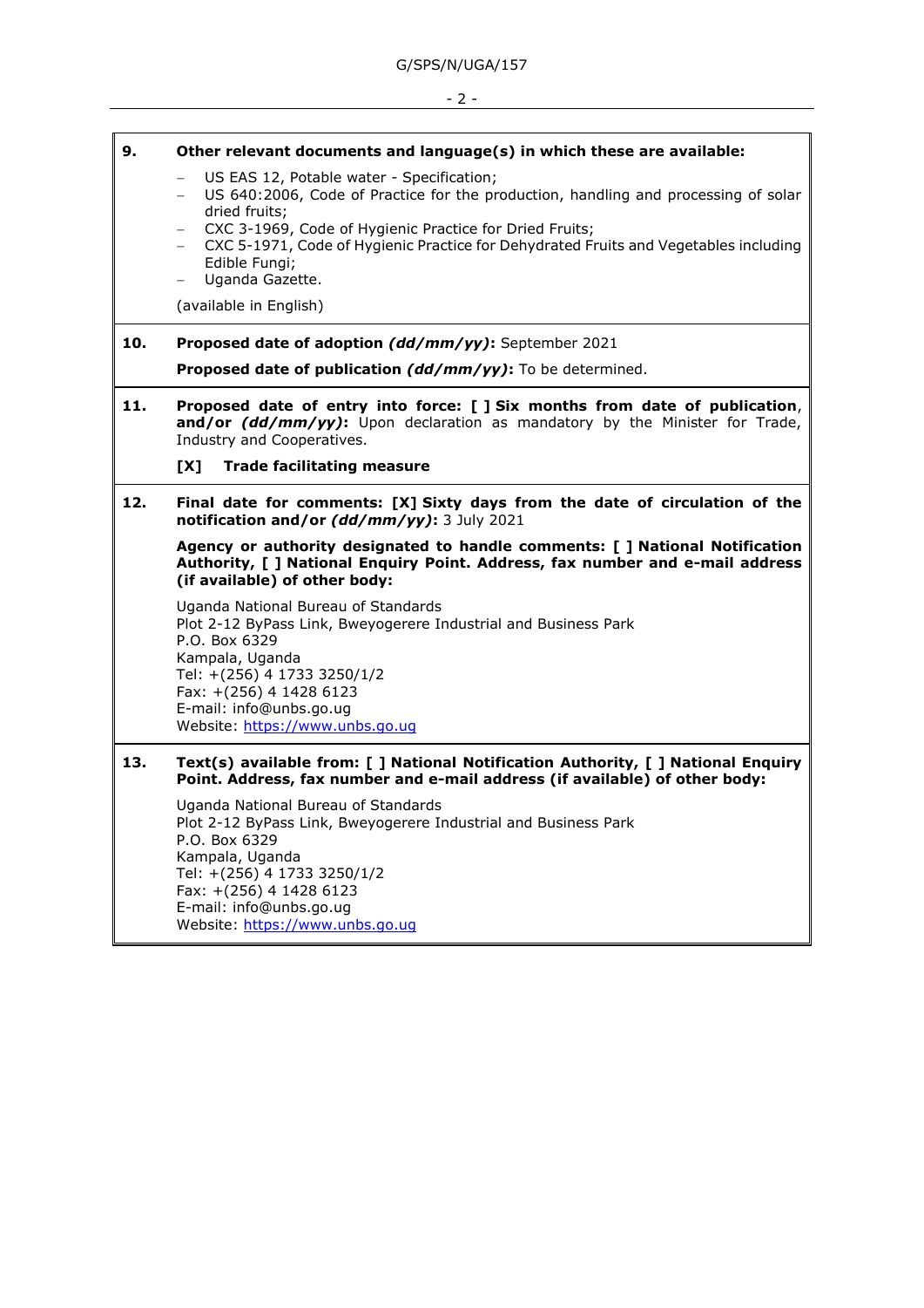**9. Other relevant documents and language(s) in which these are available:**

- US EAS 12, Potable water - Specification;
- US 640:2006, Code of Practice for the production, handling and processing of solar dried fruits;
- CXC 3-1969, Code of Hygienic Practice for Dried Fruits;
- CXC 5-1971, Code of Hygienic Practice for Dehydrated Fruits and Vegetables including Edible Fungi;
- Uganda Gazette.

(available in English)

**10. Proposed date of adoption *(dd/mm/yy)*:** September 2021

**Proposed date of publication *(dd/mm/yy)*:** To be determined.

**11. Proposed date of entry into force: [ ] Six months from date of publication**, **and/or *(dd/mm/yy)*:** Upon declaration as mandatory by the Minister for Trade, Industry and Cooperatives.

**[X] Trade facilitating measure**

**12. Final date for comments: [X] Sixty days from the date of circulation of the notification and/or *(dd/mm/yy)*:** 3 July 2021

**Agency or authority designated to handle comments: [ ] National Notification Authority, [ ] National Enquiry Point. Address, fax number and e-mail address (if available) of other body:**

Uganda National Bureau of Standards
Plot 2-12 ByPass Link, Bweyogerere Industrial and Business Park
P.O. Box 6329
Kampala, Uganda
Tel: +(256) 4 1733 3250/1/2
Fax: +(256) 4 1428 6123
E-mail: info@unbs.go.ug
Website: https://www.unbs.go.ug

**13. Text(s) available from: [ ] National Notification Authority, [ ] National Enquiry Point. Address, fax number and e-mail address (if available) of other body:**

Uganda National Bureau of Standards
Plot 2-12 ByPass Link, Bweyogerere Industrial and Business Park
P.O. Box 6329
Kampala, Uganda
Tel: +(256) 4 1733 3250/1/2
Fax: +(256) 4 1428 6123
E-mail: info@unbs.go.ug
Website: https://www.unbs.go.ug